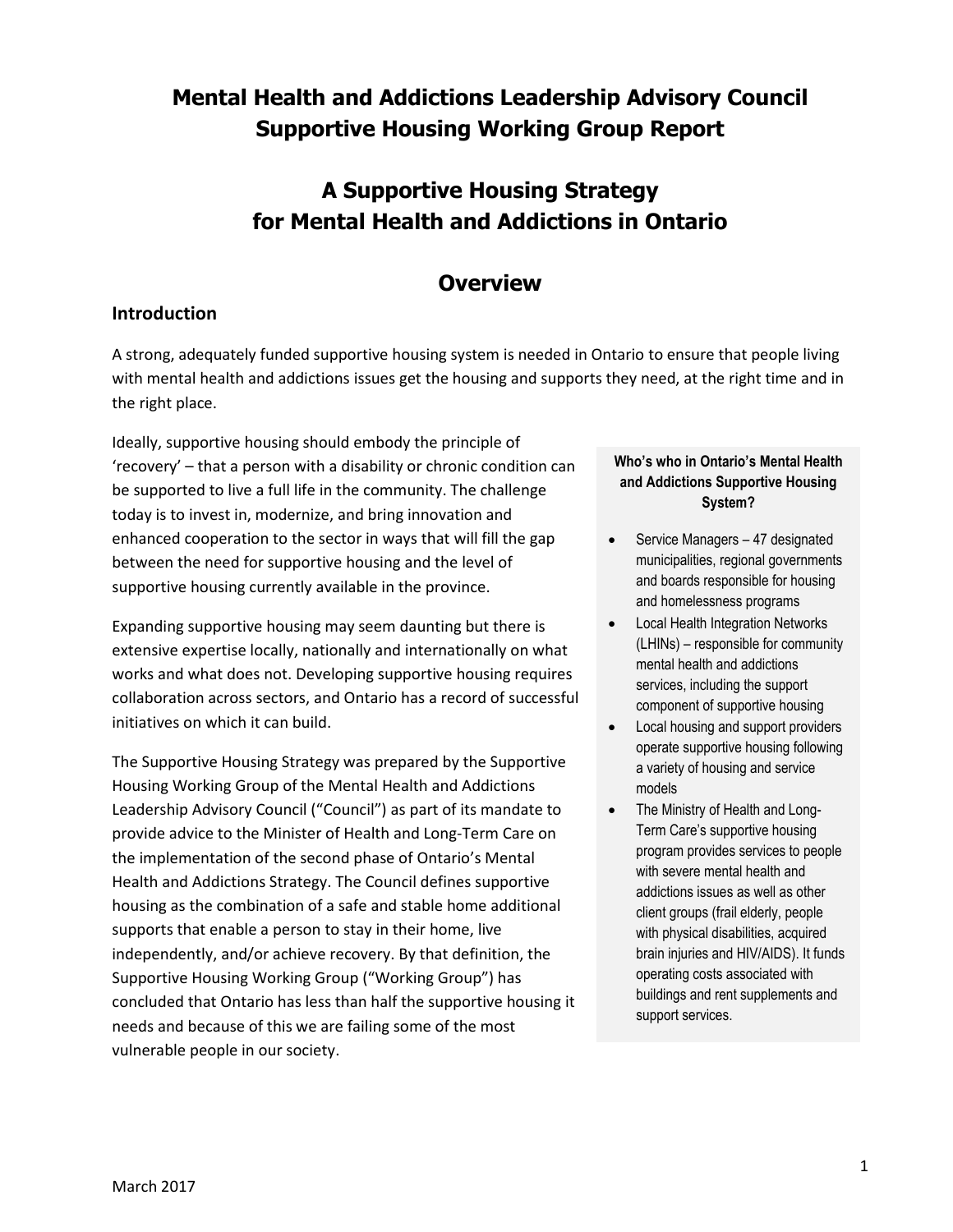# Mental Health and Addictions Leadership Advisory Council Supportive Housing Working Group Report

# A Supportive Housing Strategy for Mental Health and Addictions in Ontario

## Overview

### Introduction

A strong, adequately funded supportive housing system is needed in Ontario to ensure that people living with mental health and addictions issues get the housing and supports they need, at the right time and in the right place.

Ideally, supportive housing should embody the principle of 'recovery' – that a person with a disability or chronic condition can be supported to live a full life in the community. The challenge today is to invest in, modernize, and bring innovation and enhanced cooperation to the sector in ways that will fill the gap between the need for supportive housing and the level of supportive housing currently available in the province.

Expanding supportive housing may seem daunting but there is extensive expertise locally, nationally and internationally on what works and what does not. Developing supportive housing requires collaboration across sectors, and Ontario has a record of successful initiatives on which it can build.

The Supportive Housing Strategy was prepared by the Supportive Housing Working Group of the Mental Health and Addictions Leadership Advisory Council ("Council") as part of its mandate to provide advice to the Minister of Health and Long-Term Care on the implementation of the second phase of Ontario's Mental Health and Addictions Strategy. The Council defines supportive housing as the combination of a safe and stable home additional supports that enable a person to stay in their home, live independently, and/or achieve recovery. By that definition, the Supportive Housing Working Group ("Working Group") has concluded that Ontario has less than half the supportive housing it needs and because of this we are failing some of the most vulnerable people in our society.

**Who's who in Ontario's Mental Health and Addictions Supportive Housing System?**

- Service Managers – 47 designated municipalities, regional governments and boards responsible for housing and homelessness programs
- Local Health Integration Networks (LHINs) – responsible for community mental health and addictions services, including the support component of supportive housing
- Local housing and support providers operate supportive housing following a variety of housing and service models
- The Ministry of Health and Long-Term Care's supportive housing program provides services to people with severe mental health and addictions issues as well as other client groups (frail elderly, people with physical disabilities, acquired brain injuries and HIV/AIDS). It funds operating costs associated with buildings and rent supplements and support services.

March 2017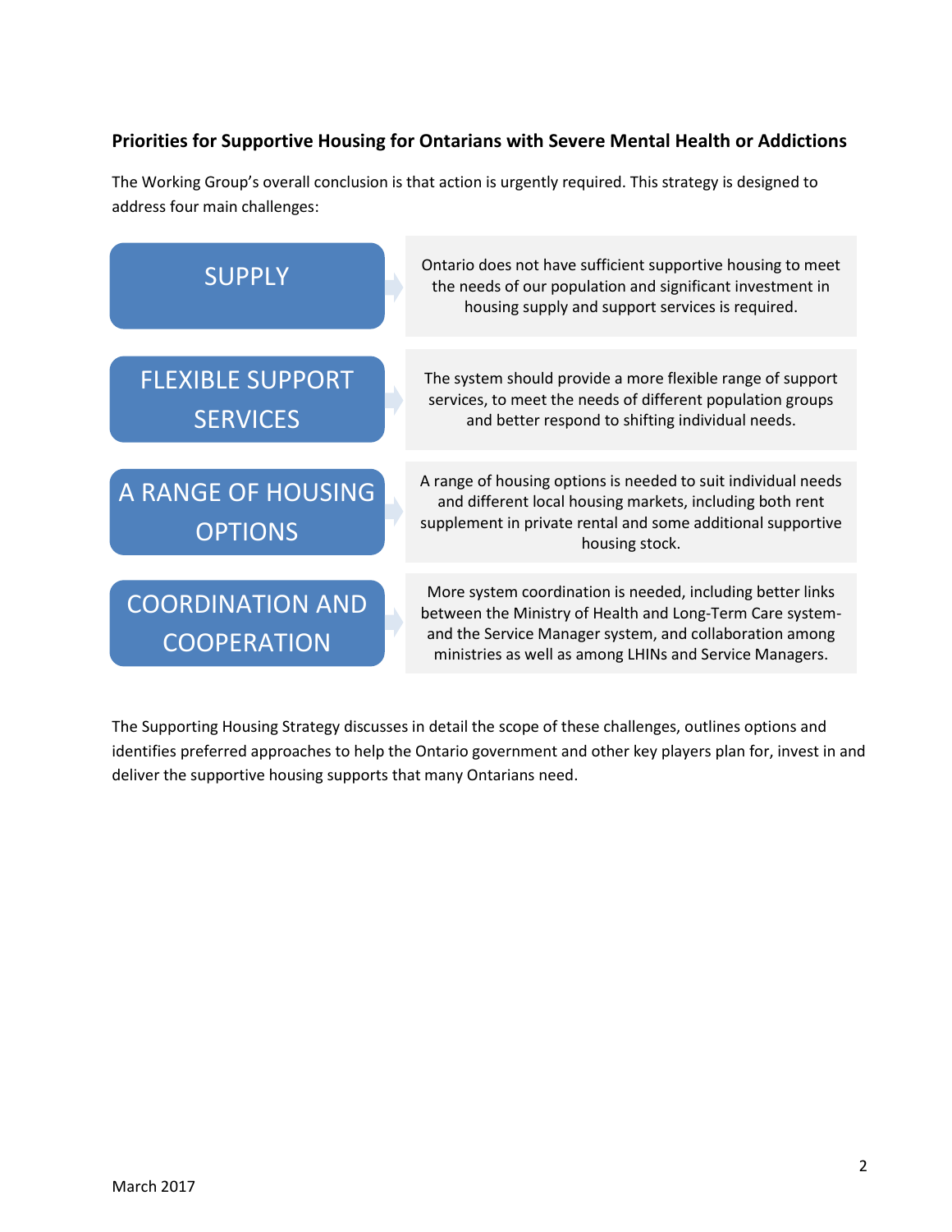### Priorities for Supportive Housing for Ontarians with Severe Mental Health or Addictions

The Working Group's overall conclusion is that action is urgently required. This strategy is designed to address four main challenges:

| Challenge | Description |
| --- | --- |
| SUPPLY | Ontario does not have sufficient supportive housing to meet the needs of our population and significant investment in housing supply and support services is required. |
| FLEXIBLE SUPPORT SERVICES | The system should provide a more flexible range of support services, to meet the needs of different population groups and better respond to shifting individual needs. |
| A RANGE OF HOUSING OPTIONS | A range of housing options is needed to suit individual needs and different local housing markets, including both rent supplement in private rental and some additional supportive housing stock. |
| COORDINATION AND COOPERATION | More system coordination is needed, including better links between the Ministry of Health and Long-Term Care system- and the Service Manager system, and collaboration among ministries as well as among LHINs and Service Managers. |

The Supporting Housing Strategy discusses in detail the scope of these challenges, outlines options and identifies preferred approaches to help the Ontario government and other key players plan for, invest in and deliver the supportive housing supports that many Ontarians need.

March 2017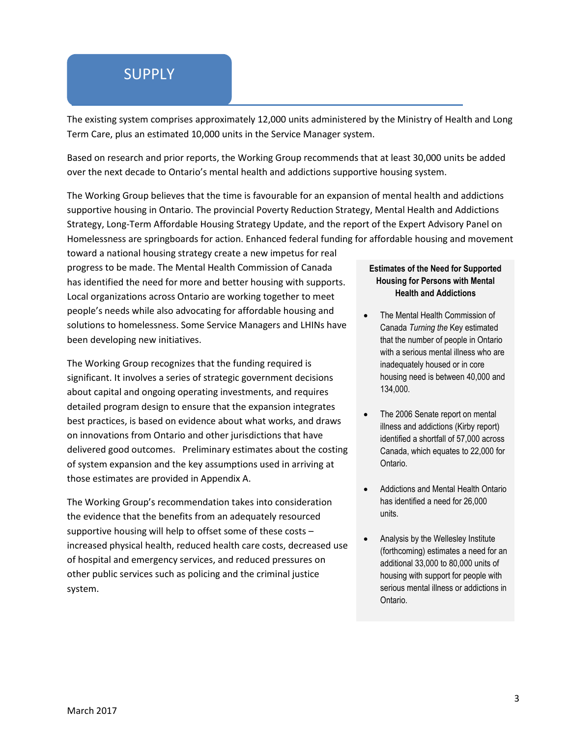## SUPPLY

The existing system comprises approximately 12,000 units administered by the Ministry of Health and Long Term Care, plus an estimated 10,000 units in the Service Manager system.

Based on research and prior reports, the Working Group recommends that at least 30,000 units be added over the next decade to Ontario's mental health and addictions supportive housing system.

The Working Group believes that the time is favourable for an expansion of mental health and addictions supportive housing in Ontario. The provincial Poverty Reduction Strategy, Mental Health and Addictions Strategy, Long-Term Affordable Housing Strategy Update, and the report of the Expert Advisory Panel on Homelessness are springboards for action. Enhanced federal funding for affordable housing and movement toward a national housing strategy create a new impetus for real progress to be made. The Mental Health Commission of Canada has identified the need for more and better housing with supports. Local organizations across Ontario are working together to meet people's needs while also advocating for affordable housing and solutions to homelessness. Some Service Managers and LHINs have been developing new initiatives.

The Working Group recognizes that the funding required is significant. It involves a series of strategic government decisions about capital and ongoing operating investments, and requires detailed program design to ensure that the expansion integrates best practices, is based on evidence about what works, and draws on innovations from Ontario and other jurisdictions that have delivered good outcomes. Preliminary estimates about the costing of system expansion and the key assumptions used in arriving at those estimates are provided in Appendix A.

The Working Group's recommendation takes into consideration the evidence that the benefits from an adequately resourced supportive housing will help to offset some of these costs – increased physical health, reduced health care costs, decreased use of hospital and emergency services, and reduced pressures on other public services such as policing and the criminal justice system.

**Estimates of the Need for Supported Housing for Persons with Mental Health and Addictions**

- The Mental Health Commission of Canada *Turning the* Key estimated that the number of people in Ontario with a serious mental illness who are inadequately housed or in core housing need is between 40,000 and 134,000.
- The 2006 Senate report on mental illness and addictions (Kirby report) identified a shortfall of 57,000 across Canada, which equates to 22,000 for Ontario.
- Addictions and Mental Health Ontario has identified a need for 26,000 units.
- Analysis by the Wellesley Institute (forthcoming) estimates a need for an additional 33,000 to 80,000 units of housing with support for people with serious mental illness or addictions in Ontario.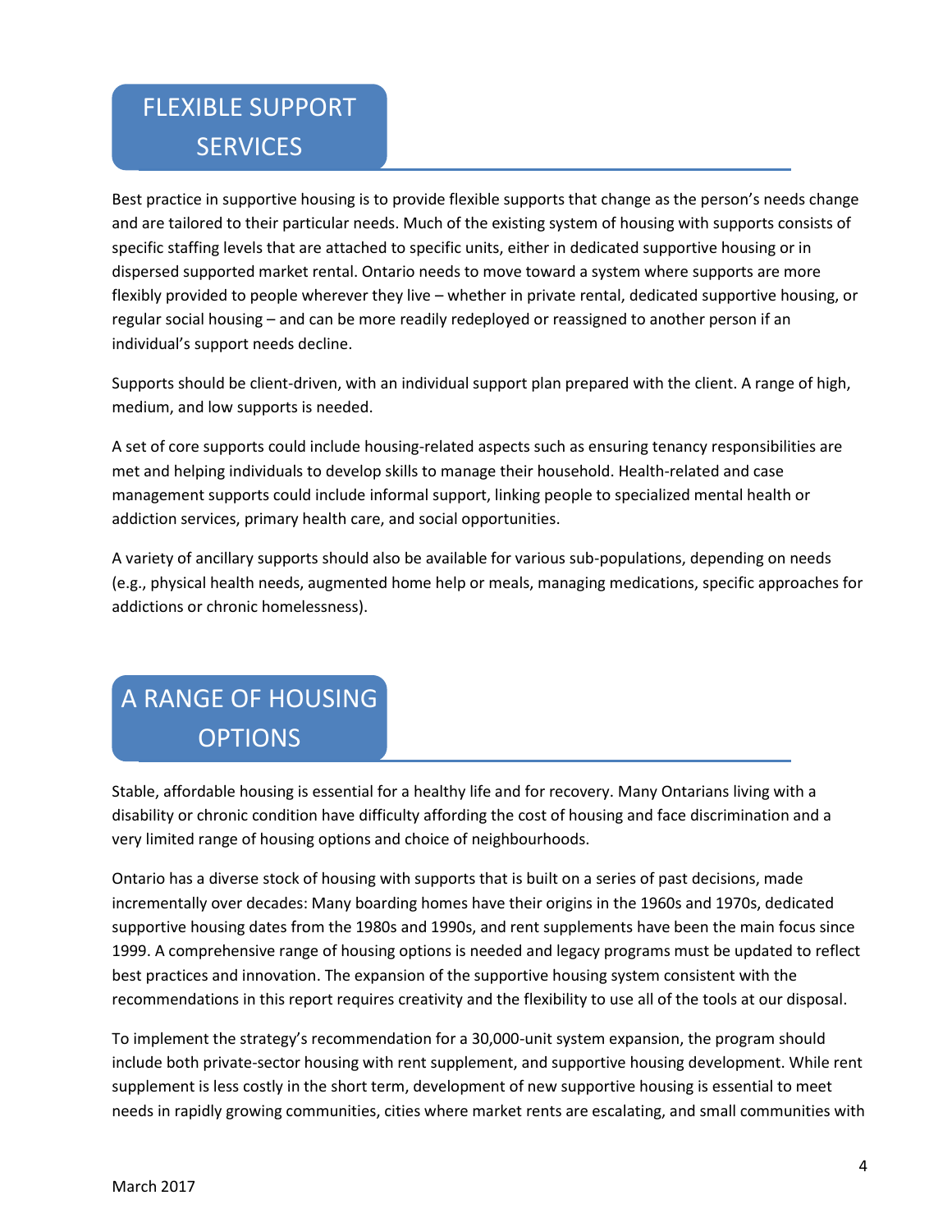## FLEXIBLE SUPPORT SERVICES

Best practice in supportive housing is to provide flexible supports that change as the person's needs change and are tailored to their particular needs. Much of the existing system of housing with supports consists of specific staffing levels that are attached to specific units, either in dedicated supportive housing or in dispersed supported market rental. Ontario needs to move toward a system where supports are more flexibly provided to people wherever they live – whether in private rental, dedicated supportive housing, or regular social housing – and can be more readily redeployed or reassigned to another person if an individual's support needs decline.

Supports should be client-driven, with an individual support plan prepared with the client. A range of high, medium, and low supports is needed.

A set of core supports could include housing-related aspects such as ensuring tenancy responsibilities are met and helping individuals to develop skills to manage their household. Health-related and case management supports could include informal support, linking people to specialized mental health or addiction services, primary health care, and social opportunities.

A variety of ancillary supports should also be available for various sub-populations, depending on needs (e.g., physical health needs, augmented home help or meals, managing medications, specific approaches for addictions or chronic homelessness).

## A RANGE OF HOUSING OPTIONS

Stable, affordable housing is essential for a healthy life and for recovery. Many Ontarians living with a disability or chronic condition have difficulty affording the cost of housing and face discrimination and a very limited range of housing options and choice of neighbourhoods.

Ontario has a diverse stock of housing with supports that is built on a series of past decisions, made incrementally over decades: Many boarding homes have their origins in the 1960s and 1970s, dedicated supportive housing dates from the 1980s and 1990s, and rent supplements have been the main focus since 1999. A comprehensive range of housing options is needed and legacy programs must be updated to reflect best practices and innovation. The expansion of the supportive housing system consistent with the recommendations in this report requires creativity and the flexibility to use all of the tools at our disposal.

To implement the strategy's recommendation for a 30,000-unit system expansion, the program should include both private-sector housing with rent supplement, and supportive housing development. While rent supplement is less costly in the short term, development of new supportive housing is essential to meet needs in rapidly growing communities, cities where market rents are escalating, and small communities with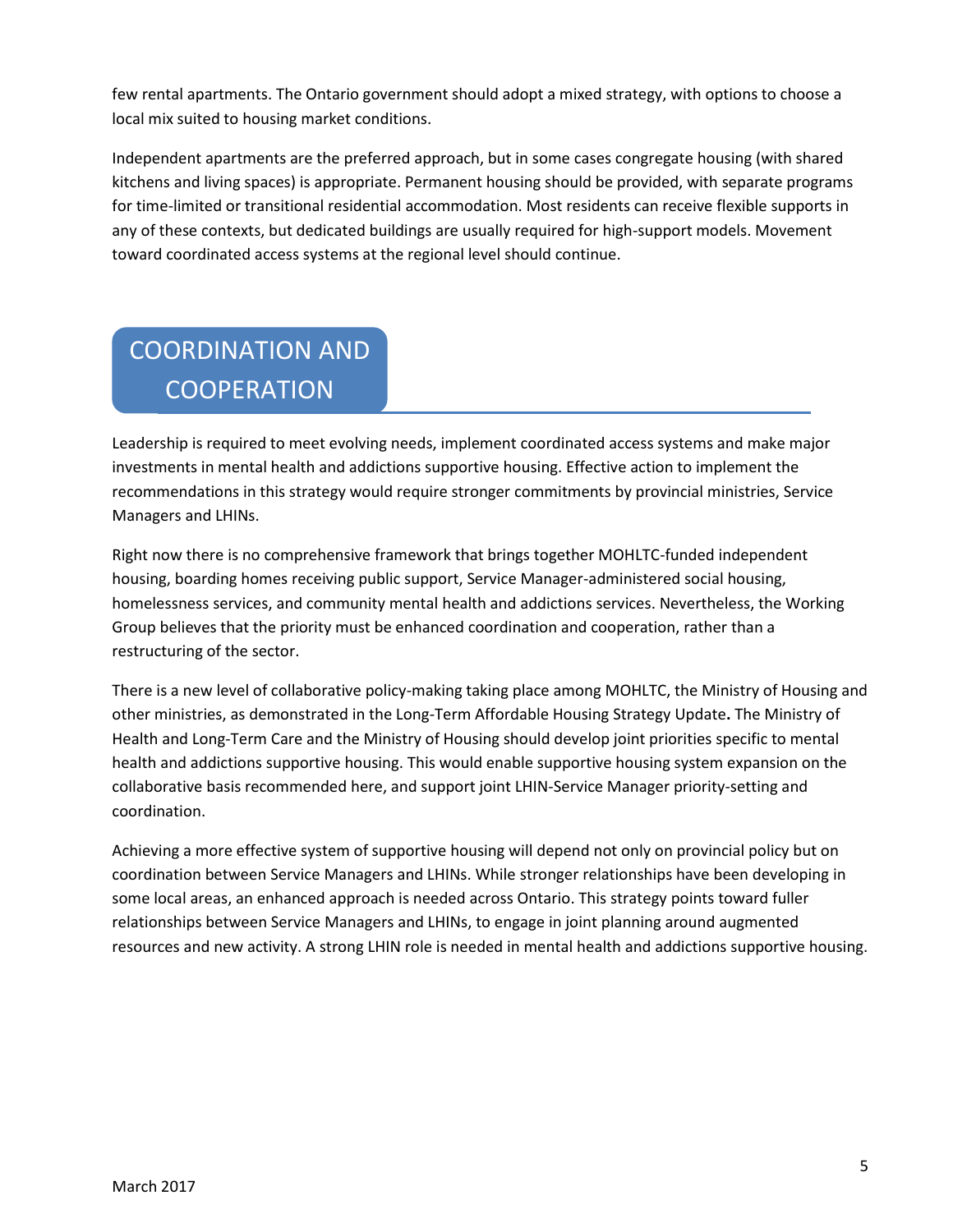few rental apartments. The Ontario government should adopt a mixed strategy, with options to choose a local mix suited to housing market conditions.

Independent apartments are the preferred approach, but in some cases congregate housing (with shared kitchens and living spaces) is appropriate. Permanent housing should be provided, with separate programs for time-limited or transitional residential accommodation. Most residents can receive flexible supports in any of these contexts, but dedicated buildings are usually required for high-support models. Movement toward coordinated access systems at the regional level should continue.

## COORDINATION AND COOPERATION

Leadership is required to meet evolving needs, implement coordinated access systems and make major investments in mental health and addictions supportive housing. Effective action to implement the recommendations in this strategy would require stronger commitments by provincial ministries, Service Managers and LHINs.

Right now there is no comprehensive framework that brings together MOHLTC-funded independent housing, boarding homes receiving public support, Service Manager-administered social housing, homelessness services, and community mental health and addictions services. Nevertheless, the Working Group believes that the priority must be enhanced coordination and cooperation, rather than a restructuring of the sector.

There is a new level of collaborative policy-making taking place among MOHLTC, the Ministry of Housing and other ministries, as demonstrated in the Long-Term Affordable Housing Strategy Update**.** The Ministry of Health and Long-Term Care and the Ministry of Housing should develop joint priorities specific to mental health and addictions supportive housing. This would enable supportive housing system expansion on the collaborative basis recommended here, and support joint LHIN-Service Manager priority-setting and coordination.

Achieving a more effective system of supportive housing will depend not only on provincial policy but on coordination between Service Managers and LHINs. While stronger relationships have been developing in some local areas, an enhanced approach is needed across Ontario. This strategy points toward fuller relationships between Service Managers and LHINs, to engage in joint planning around augmented resources and new activity. A strong LHIN role is needed in mental health and addictions supportive housing.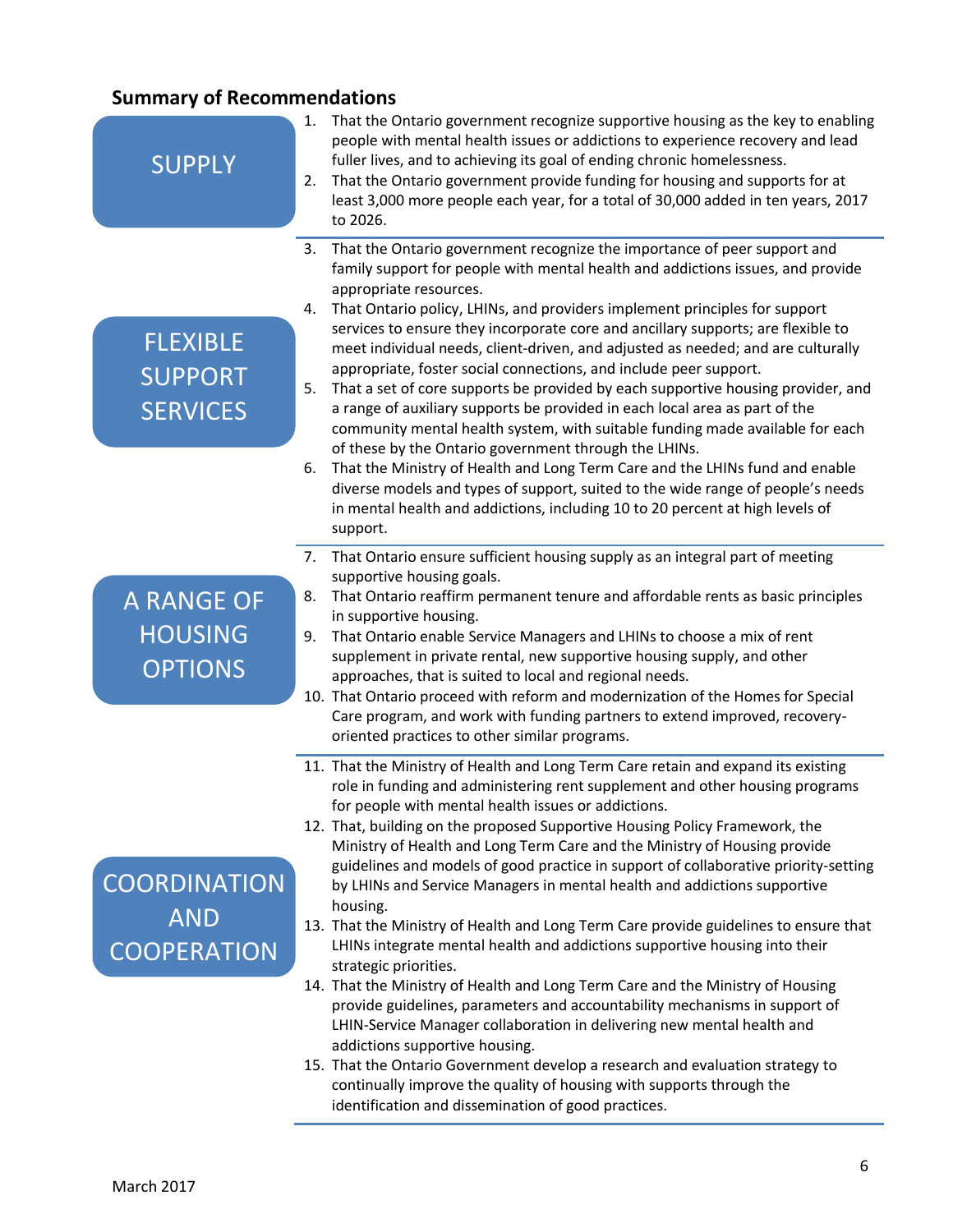## Summary of Recommendations

### SUPPLY

1. That the Ontario government recognize supportive housing as the key to enabling people with mental health issues or addictions to experience recovery and lead fuller lives, and to achieving its goal of ending chronic homelessness.
2. That the Ontario government provide funding for housing and supports for at least 3,000 more people each year, for a total of 30,000 added in ten years, 2017 to 2026.

### FLEXIBLE SUPPORT SERVICES

3. That the Ontario government recognize the importance of peer support and family support for people with mental health and addictions issues, and provide appropriate resources.
4. That Ontario policy, LHINs, and providers implement principles for support services to ensure they incorporate core and ancillary supports; are flexible to meet individual needs, client-driven, and adjusted as needed; and are culturally appropriate, foster social connections, and include peer support.
5. That a set of core supports be provided by each supportive housing provider, and a range of auxiliary supports be provided in each local area as part of the community mental health system, with suitable funding made available for each of these by the Ontario government through the LHINs.
6. That the Ministry of Health and Long Term Care and the LHINs fund and enable diverse models and types of support, suited to the wide range of people's needs in mental health and addictions, including 10 to 20 percent at high levels of support.

### A RANGE OF HOUSING OPTIONS

7. That Ontario ensure sufficient housing supply as an integral part of meeting supportive housing goals.
8. That Ontario reaffirm permanent tenure and affordable rents as basic principles in supportive housing.
9. That Ontario enable Service Managers and LHINs to choose a mix of rent supplement in private rental, new supportive housing supply, and other approaches, that is suited to local and regional needs.
10. That Ontario proceed with reform and modernization of the Homes for Special Care program, and work with funding partners to extend improved, recovery-oriented practices to other similar programs.

### COORDINATION AND COOPERATION

11. That the Ministry of Health and Long Term Care retain and expand its existing role in funding and administering rent supplement and other housing programs for people with mental health issues or addictions.
12. That, building on the proposed Supportive Housing Policy Framework, the Ministry of Health and Long Term Care and the Ministry of Housing provide guidelines and models of good practice in support of collaborative priority-setting by LHINs and Service Managers in mental health and addictions supportive housing.
13. That the Ministry of Health and Long Term Care provide guidelines to ensure that LHINs integrate mental health and addictions supportive housing into their strategic priorities.
14. That the Ministry of Health and Long Term Care and the Ministry of Housing provide guidelines, parameters and accountability mechanisms in support of LHIN-Service Manager collaboration in delivering new mental health and addictions supportive housing.
15. That the Ontario Government develop a research and evaluation strategy to continually improve the quality of housing with supports through the identification and dissemination of good practices.